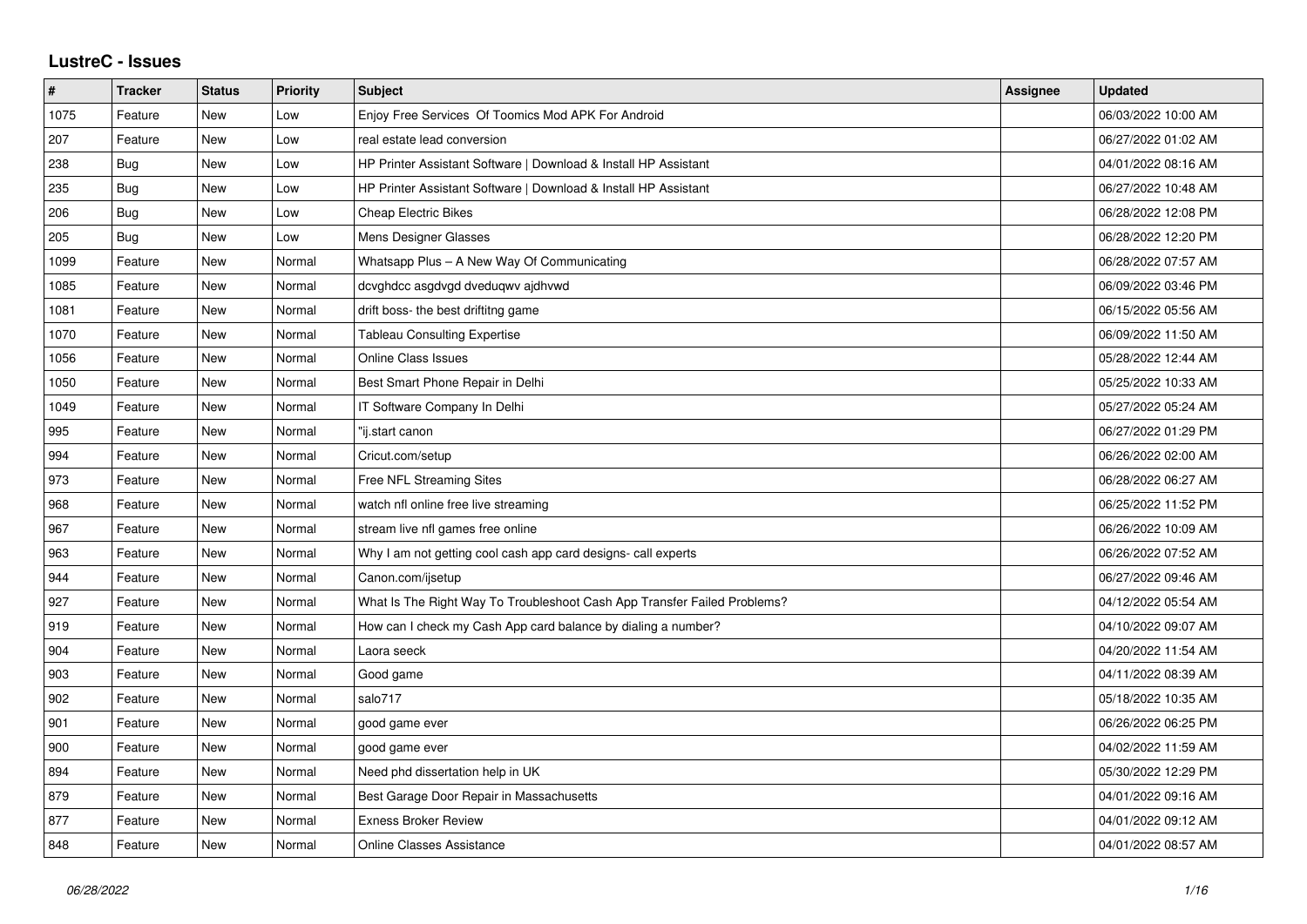## LustreC - Issues

| # | Tracker | Status | Priority | Subject | Assignee | Updated |
|---|---|---|---|---|---|---|
| 1075 | Feature | New | Low | Enjoy Free Services Of Toomics Mod APK For Android | | 06/03/2022 10:00 AM |
| 207 | Feature | New | Low | real estate lead conversion | | 06/27/2022 01:02 AM |
| 238 | Bug | New | Low | HP Printer Assistant Software \| Download & Install HP Assistant | | 04/01/2022 08:16 AM |
| 235 | Bug | New | Low | HP Printer Assistant Software \| Download & Install HP Assistant | | 06/27/2022 10:48 AM |
| 206 | Bug | New | Low | Cheap Electric Bikes | | 06/28/2022 12:08 PM |
| 205 | Bug | New | Low | Mens Designer Glasses | | 06/28/2022 12:20 PM |
| 1099 | Feature | New | Normal | Whatsapp Plus – A New Way Of Communicating | | 06/28/2022 07:57 AM |
| 1085 | Feature | New | Normal | dcvghdcc asgdvgd dveduqwv ajdhvwd | | 06/09/2022 03:46 PM |
| 1081 | Feature | New | Normal | drift boss- the best driftitng game | | 06/15/2022 05:56 AM |
| 1070 | Feature | New | Normal | Tableau Consulting Expertise | | 06/09/2022 11:50 AM |
| 1056 | Feature | New | Normal | Online Class Issues | | 05/28/2022 12:44 AM |
| 1050 | Feature | New | Normal | Best Smart Phone Repair in Delhi | | 05/25/2022 10:33 AM |
| 1049 | Feature | New | Normal | IT Software Company In Delhi | | 05/27/2022 05:24 AM |
| 995 | Feature | New | Normal | "ij.start canon | | 06/27/2022 01:29 PM |
| 994 | Feature | New | Normal | Cricut.com/setup | | 06/26/2022 02:00 AM |
| 973 | Feature | New | Normal | Free NFL Streaming Sites | | 06/28/2022 06:27 AM |
| 968 | Feature | New | Normal | watch nfl online free live streaming | | 06/25/2022 11:52 PM |
| 967 | Feature | New | Normal | stream live nfl games free online | | 06/26/2022 10:09 AM |
| 963 | Feature | New | Normal | Why I am not getting cool cash app card designs- call experts | | 06/26/2022 07:52 AM |
| 944 | Feature | New | Normal | Canon.com/ijsetup | | 06/27/2022 09:46 AM |
| 927 | Feature | New | Normal | What Is The Right Way To Troubleshoot Cash App Transfer Failed Problems? | | 04/12/2022 05:54 AM |
| 919 | Feature | New | Normal | How can I check my Cash App card balance by dialing a number? | | 04/10/2022 09:07 AM |
| 904 | Feature | New | Normal | Laora seeck | | 04/20/2022 11:54 AM |
| 903 | Feature | New | Normal | Good game | | 04/11/2022 08:39 AM |
| 902 | Feature | New | Normal | salo717 | | 05/18/2022 10:35 AM |
| 901 | Feature | New | Normal | good game ever | | 06/26/2022 06:25 PM |
| 900 | Feature | New | Normal | good game ever | | 04/02/2022 11:59 AM |
| 894 | Feature | New | Normal | Need phd dissertation help in UK | | 05/30/2022 12:29 PM |
| 879 | Feature | New | Normal | Best Garage Door Repair in Massachusetts | | 04/01/2022 09:16 AM |
| 877 | Feature | New | Normal | Exness Broker Review | | 04/01/2022 09:12 AM |
| 848 | Feature | New | Normal | Online Classes Assistance | | 04/01/2022 08:57 AM |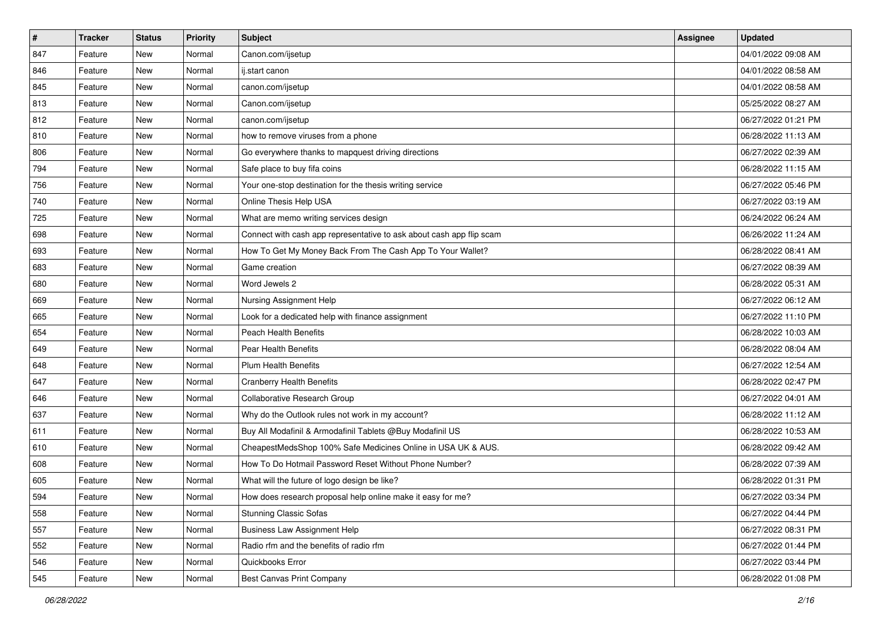| # | Tracker | Status | Priority | Subject | Assignee | Updated |
|---|---|---|---|---|---|---|
| 847 | Feature | New | Normal | Canon.com/ijsetup | | 04/01/2022 09:08 AM |
| 846 | Feature | New | Normal | ij.start canon | | 04/01/2022 08:58 AM |
| 845 | Feature | New | Normal | canon.com/ijsetup | | 04/01/2022 08:58 AM |
| 813 | Feature | New | Normal | Canon.com/ijsetup | | 05/25/2022 08:27 AM |
| 812 | Feature | New | Normal | canon.com/ijsetup | | 06/27/2022 01:21 PM |
| 810 | Feature | New | Normal | how to remove viruses from a phone | | 06/28/2022 11:13 AM |
| 806 | Feature | New | Normal | Go everywhere thanks to mapquest driving directions | | 06/27/2022 02:39 AM |
| 794 | Feature | New | Normal | Safe place to buy fifa coins | | 06/28/2022 11:15 AM |
| 756 | Feature | New | Normal | Your one-stop destination for the thesis writing service | | 06/27/2022 05:46 PM |
| 740 | Feature | New | Normal | Online Thesis Help USA | | 06/27/2022 03:19 AM |
| 725 | Feature | New | Normal | What are memo writing services design | | 06/24/2022 06:24 AM |
| 698 | Feature | New | Normal | Connect with cash app representative to ask about cash app flip scam | | 06/26/2022 11:24 AM |
| 693 | Feature | New | Normal | How To Get My Money Back From The Cash App To Your Wallet? | | 06/28/2022 08:41 AM |
| 683 | Feature | New | Normal | Game creation | | 06/27/2022 08:39 AM |
| 680 | Feature | New | Normal | Word Jewels 2 | | 06/28/2022 05:31 AM |
| 669 | Feature | New | Normal | Nursing Assignment Help | | 06/27/2022 06:12 AM |
| 665 | Feature | New | Normal | Look for a dedicated help with finance assignment | | 06/27/2022 11:10 PM |
| 654 | Feature | New | Normal | Peach Health Benefits | | 06/28/2022 10:03 AM |
| 649 | Feature | New | Normal | Pear Health Benefits | | 06/28/2022 08:04 AM |
| 648 | Feature | New | Normal | Plum Health Benefits | | 06/27/2022 12:54 AM |
| 647 | Feature | New | Normal | Cranberry Health Benefits | | 06/28/2022 02:47 PM |
| 646 | Feature | New | Normal | Collaborative Research Group | | 06/27/2022 04:01 AM |
| 637 | Feature | New | Normal | Why do the Outlook rules not work in my account? | | 06/28/2022 11:12 AM |
| 611 | Feature | New | Normal | Buy All Modafinil & Armodafinil Tablets @Buy Modafinil US | | 06/28/2022 10:53 AM |
| 610 | Feature | New | Normal | CheapestMedsShop 100% Safe Medicines Online in USA UK & AUS. | | 06/28/2022 09:42 AM |
| 608 | Feature | New | Normal | How To Do Hotmail Password Reset Without Phone Number? | | 06/28/2022 07:39 AM |
| 605 | Feature | New | Normal | What will the future of logo design be like? | | 06/28/2022 01:31 PM |
| 594 | Feature | New | Normal | How does research proposal help online make it easy for me? | | 06/27/2022 03:34 PM |
| 558 | Feature | New | Normal | Stunning Classic Sofas | | 06/27/2022 04:44 PM |
| 557 | Feature | New | Normal | Business Law Assignment Help | | 06/27/2022 08:31 PM |
| 552 | Feature | New | Normal | Radio rfm and the benefits of radio rfm | | 06/27/2022 01:44 PM |
| 546 | Feature | New | Normal | Quickbooks Error | | 06/27/2022 03:44 PM |
| 545 | Feature | New | Normal | Best Canvas Print Company | | 06/28/2022 01:08 PM |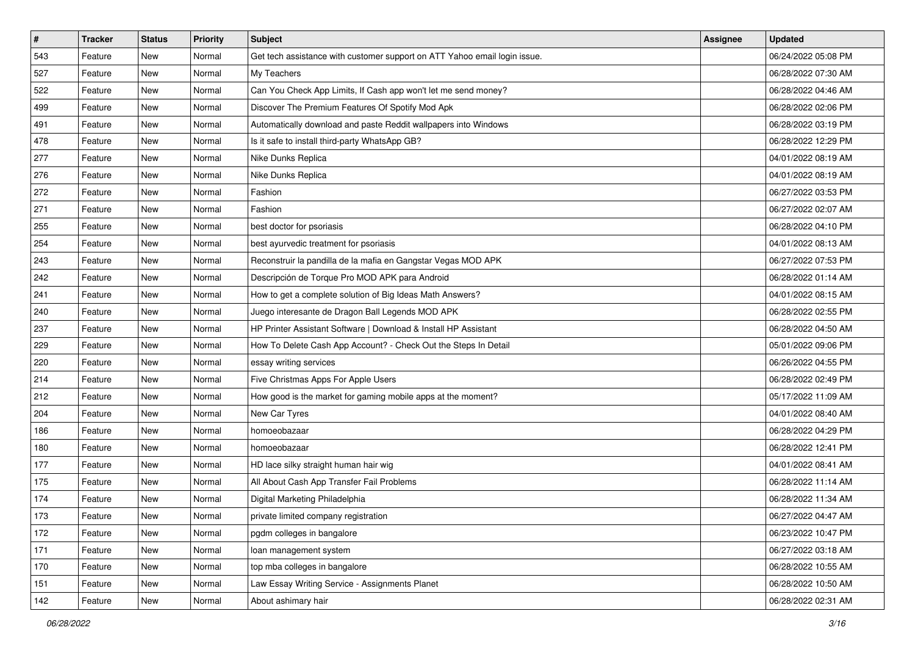| # | Tracker | Status | Priority | Subject | Assignee | Updated |
|---|---|---|---|---|---|---|
| 543 | Feature | New | Normal | Get tech assistance with customer support on ATT Yahoo email login issue. | | 06/24/2022 05:08 PM |
| 527 | Feature | New | Normal | My Teachers | | 06/28/2022 07:30 AM |
| 522 | Feature | New | Normal | Can You Check App Limits, If Cash app won't let me send money? | | 06/28/2022 04:46 AM |
| 499 | Feature | New | Normal | Discover The Premium Features Of Spotify Mod Apk | | 06/28/2022 02:06 PM |
| 491 | Feature | New | Normal | Automatically download and paste Reddit wallpapers into Windows | | 06/28/2022 03:19 PM |
| 478 | Feature | New | Normal | Is it safe to install third-party WhatsApp GB? | | 06/28/2022 12:29 PM |
| 277 | Feature | New | Normal | Nike Dunks Replica | | 04/01/2022 08:19 AM |
| 276 | Feature | New | Normal | Nike Dunks Replica | | 04/01/2022 08:19 AM |
| 272 | Feature | New | Normal | Fashion | | 06/27/2022 03:53 PM |
| 271 | Feature | New | Normal | Fashion | | 06/27/2022 02:07 AM |
| 255 | Feature | New | Normal | best doctor for psoriasis | | 06/28/2022 04:10 PM |
| 254 | Feature | New | Normal | best ayurvedic treatment for psoriasis | | 04/01/2022 08:13 AM |
| 243 | Feature | New | Normal | Reconstruir la pandilla de la mafia en Gangstar Vegas MOD APK | | 06/27/2022 07:53 PM |
| 242 | Feature | New | Normal | Descripción de Torque Pro MOD APK para Android | | 06/28/2022 01:14 AM |
| 241 | Feature | New | Normal | How to get a complete solution of Big Ideas Math Answers? | | 04/01/2022 08:15 AM |
| 240 | Feature | New | Normal | Juego interesante de Dragon Ball Legends MOD APK | | 06/28/2022 02:55 PM |
| 237 | Feature | New | Normal | HP Printer Assistant Software \| Download & Install HP Assistant | | 06/28/2022 04:50 AM |
| 229 | Feature | New | Normal | How To Delete Cash App Account? - Check Out the Steps In Detail | | 05/01/2022 09:06 PM |
| 220 | Feature | New | Normal | essay writing services | | 06/26/2022 04:55 PM |
| 214 | Feature | New | Normal | Five Christmas Apps For Apple Users | | 06/28/2022 02:49 PM |
| 212 | Feature | New | Normal | How good is the market for gaming mobile apps at the moment? | | 05/17/2022 11:09 AM |
| 204 | Feature | New | Normal | New Car Tyres | | 04/01/2022 08:40 AM |
| 186 | Feature | New | Normal | homoeobazaar | | 06/28/2022 04:29 PM |
| 180 | Feature | New | Normal | homoeobazaar | | 06/28/2022 12:41 PM |
| 177 | Feature | New | Normal | HD lace silky straight human hair wig | | 04/01/2022 08:41 AM |
| 175 | Feature | New | Normal | All About Cash App Transfer Fail Problems | | 06/28/2022 11:14 AM |
| 174 | Feature | New | Normal | Digital Marketing Philadelphia | | 06/28/2022 11:34 AM |
| 173 | Feature | New | Normal | private limited company registration | | 06/27/2022 04:47 AM |
| 172 | Feature | New | Normal | pgdm colleges in bangalore | | 06/23/2022 10:47 PM |
| 171 | Feature | New | Normal | loan management system | | 06/27/2022 03:18 AM |
| 170 | Feature | New | Normal | top mba colleges in bangalore | | 06/28/2022 10:55 AM |
| 151 | Feature | New | Normal | Law Essay Writing Service - Assignments Planet | | 06/28/2022 10:50 AM |
| 142 | Feature | New | Normal | About ashimary hair | | 06/28/2022 02:31 AM |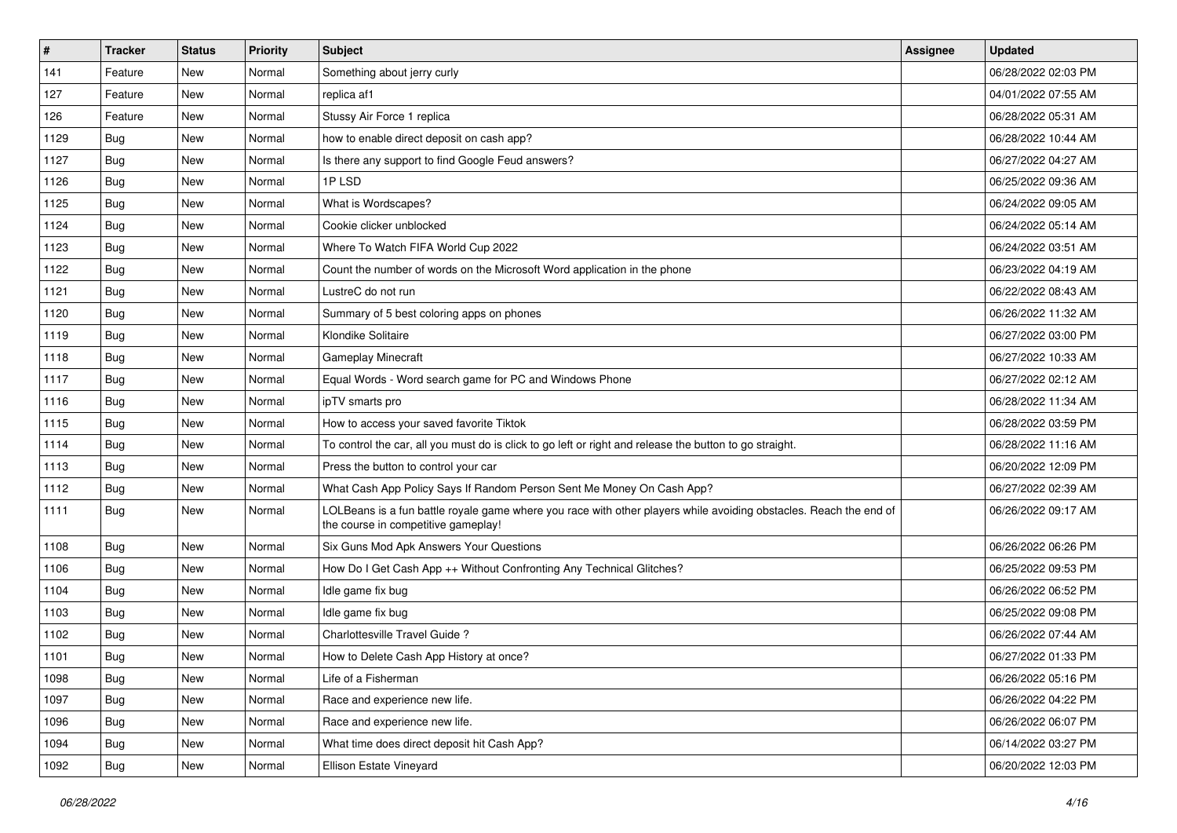| # | Tracker | Status | Priority | Subject | Assignee | Updated |
|---|---|---|---|---|---|---|
| 141 | Feature | New | Normal | Something about jerry curly | | 06/28/2022 02:03 PM |
| 127 | Feature | New | Normal | replica af1 | | 04/01/2022 07:55 AM |
| 126 | Feature | New | Normal | Stussy Air Force 1 replica | | 06/28/2022 05:31 AM |
| 1129 | Bug | New | Normal | how to enable direct deposit on cash app? | | 06/28/2022 10:44 AM |
| 1127 | Bug | New | Normal | Is there any support to find Google Feud answers? | | 06/27/2022 04:27 AM |
| 1126 | Bug | New | Normal | 1P LSD | | 06/25/2022 09:36 AM |
| 1125 | Bug | New | Normal | What is Wordscapes? | | 06/24/2022 09:05 AM |
| 1124 | Bug | New | Normal | Cookie clicker unblocked | | 06/24/2022 05:14 AM |
| 1123 | Bug | New | Normal | Where To Watch FIFA World Cup 2022 | | 06/24/2022 03:51 AM |
| 1122 | Bug | New | Normal | Count the number of words on the Microsoft Word application in the phone | | 06/23/2022 04:19 AM |
| 1121 | Bug | New | Normal | LustreC do not run | | 06/22/2022 08:43 AM |
| 1120 | Bug | New | Normal | Summary of 5 best coloring apps on phones | | 06/26/2022 11:32 AM |
| 1119 | Bug | New | Normal | Klondike Solitaire | | 06/27/2022 03:00 PM |
| 1118 | Bug | New | Normal | Gameplay Minecraft | | 06/27/2022 10:33 AM |
| 1117 | Bug | New | Normal | Equal Words - Word search game for PC and Windows Phone | | 06/27/2022 02:12 AM |
| 1116 | Bug | New | Normal | ipTV smarts pro | | 06/28/2022 11:34 AM |
| 1115 | Bug | New | Normal | How to access your saved favorite Tiktok | | 06/28/2022 03:59 PM |
| 1114 | Bug | New | Normal | To control the car, all you must do is click to go left or right and release the button to go straight. | | 06/28/2022 11:16 AM |
| 1113 | Bug | New | Normal | Press the button to control your car | | 06/20/2022 12:09 PM |
| 1112 | Bug | New | Normal | What Cash App Policy Says If Random Person Sent Me Money On Cash App? | | 06/27/2022 02:39 AM |
| 1111 | Bug | New | Normal | LOLBeans is a fun battle royale game where you race with other players while avoiding obstacles. Reach the end of the course in competitive gameplay! | | 06/26/2022 09:17 AM |
| 1108 | Bug | New | Normal | Six Guns Mod Apk Answers Your Questions | | 06/26/2022 06:26 PM |
| 1106 | Bug | New | Normal | How Do I Get Cash App ++ Without Confronting Any Technical Glitches? | | 06/25/2022 09:53 PM |
| 1104 | Bug | New | Normal | Idle game fix bug | | 06/26/2022 06:52 PM |
| 1103 | Bug | New | Normal | Idle game fix bug | | 06/25/2022 09:08 PM |
| 1102 | Bug | New | Normal | Charlottesville Travel Guide ? | | 06/26/2022 07:44 AM |
| 1101 | Bug | New | Normal | How to Delete Cash App History at once? | | 06/27/2022 01:33 PM |
| 1098 | Bug | New | Normal | Life of a Fisherman | | 06/26/2022 05:16 PM |
| 1097 | Bug | New | Normal | Race and experience new life. | | 06/26/2022 04:22 PM |
| 1096 | Bug | New | Normal | Race and experience new life. | | 06/26/2022 06:07 PM |
| 1094 | Bug | New | Normal | What time does direct deposit hit Cash App? | | 06/14/2022 03:27 PM |
| 1092 | Bug | New | Normal | Ellison Estate Vineyard | | 06/20/2022 12:03 PM |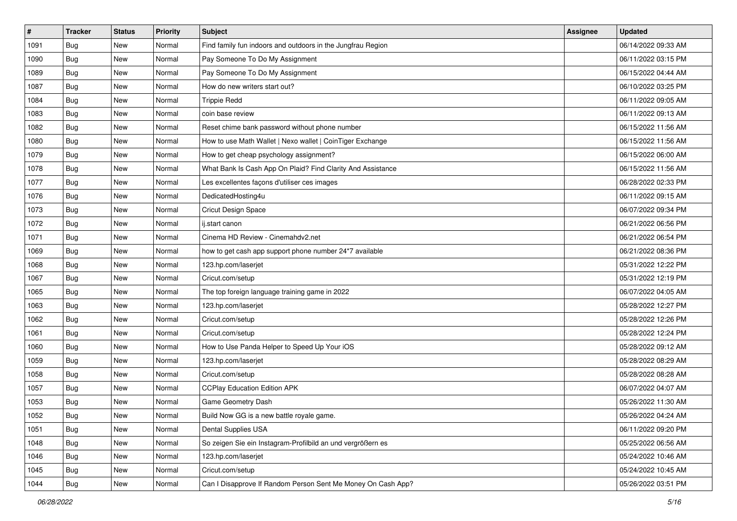| # | Tracker | Status | Priority | Subject | Assignee | Updated |
| --- | --- | --- | --- | --- | --- | --- |
| 1091 | Bug | New | Normal | Find family fun indoors and outdoors in the Jungfrau Region | | 06/14/2022 09:33 AM |
| 1090 | Bug | New | Normal | Pay Someone To Do My Assignment | | 06/11/2022 03:15 PM |
| 1089 | Bug | New | Normal | Pay Someone To Do My Assignment | | 06/15/2022 04:44 AM |
| 1087 | Bug | New | Normal | How do new writers start out? | | 06/10/2022 03:25 PM |
| 1084 | Bug | New | Normal | Trippie Redd | | 06/11/2022 09:05 AM |
| 1083 | Bug | New | Normal | coin base review | | 06/11/2022 09:13 AM |
| 1082 | Bug | New | Normal | Reset chime bank password without phone number | | 06/15/2022 11:56 AM |
| 1080 | Bug | New | Normal | How to use Math Wallet \| Nexo wallet \| CoinTiger Exchange | | 06/15/2022 11:56 AM |
| 1079 | Bug | New | Normal | How to get cheap psychology assignment? | | 06/15/2022 06:00 AM |
| 1078 | Bug | New | Normal | What Bank Is Cash App On Plaid? Find Clarity And Assistance | | 06/15/2022 11:56 AM |
| 1077 | Bug | New | Normal | Les excellentes façons d'utiliser ces images | | 06/28/2022 02:33 PM |
| 1076 | Bug | New | Normal | DedicatedHosting4u | | 06/11/2022 09:15 AM |
| 1073 | Bug | New | Normal | Cricut Design Space | | 06/07/2022 09:34 PM |
| 1072 | Bug | New | Normal | ij.start canon | | 06/21/2022 06:56 PM |
| 1071 | Bug | New | Normal | Cinema HD Review - Cinemahdv2.net | | 06/21/2022 06:54 PM |
| 1069 | Bug | New | Normal | how to get cash app support phone number 24*7 available | | 06/21/2022 08:36 PM |
| 1068 | Bug | New | Normal | 123.hp.com/laserjet | | 05/31/2022 12:22 PM |
| 1067 | Bug | New | Normal | Cricut.com/setup | | 05/31/2022 12:19 PM |
| 1065 | Bug | New | Normal | The top foreign language training game in 2022 | | 06/07/2022 04:05 AM |
| 1063 | Bug | New | Normal | 123.hp.com/laserjet | | 05/28/2022 12:27 PM |
| 1062 | Bug | New | Normal | Cricut.com/setup | | 05/28/2022 12:26 PM |
| 1061 | Bug | New | Normal | Cricut.com/setup | | 05/28/2022 12:24 PM |
| 1060 | Bug | New | Normal | How to Use Panda Helper to Speed Up Your iOS | | 05/28/2022 09:12 AM |
| 1059 | Bug | New | Normal | 123.hp.com/laserjet | | 05/28/2022 08:29 AM |
| 1058 | Bug | New | Normal | Cricut.com/setup | | 05/28/2022 08:28 AM |
| 1057 | Bug | New | Normal | CCPlay Education Edition APK | | 06/07/2022 04:07 AM |
| 1053 | Bug | New | Normal | Game Geometry Dash | | 05/26/2022 11:30 AM |
| 1052 | Bug | New | Normal | Build Now GG is a new battle royale game. | | 05/26/2022 04:24 AM |
| 1051 | Bug | New | Normal | Dental Supplies USA | | 06/11/2022 09:20 PM |
| 1048 | Bug | New | Normal | So zeigen Sie ein Instagram-Profilbild an und vergrößern es | | 05/25/2022 06:56 AM |
| 1046 | Bug | New | Normal | 123.hp.com/laserjet | | 05/24/2022 10:46 AM |
| 1045 | Bug | New | Normal | Cricut.com/setup | | 05/24/2022 10:45 AM |
| 1044 | Bug | New | Normal | Can I Disapprove If Random Person Sent Me Money On Cash App? | | 05/26/2022 03:51 PM |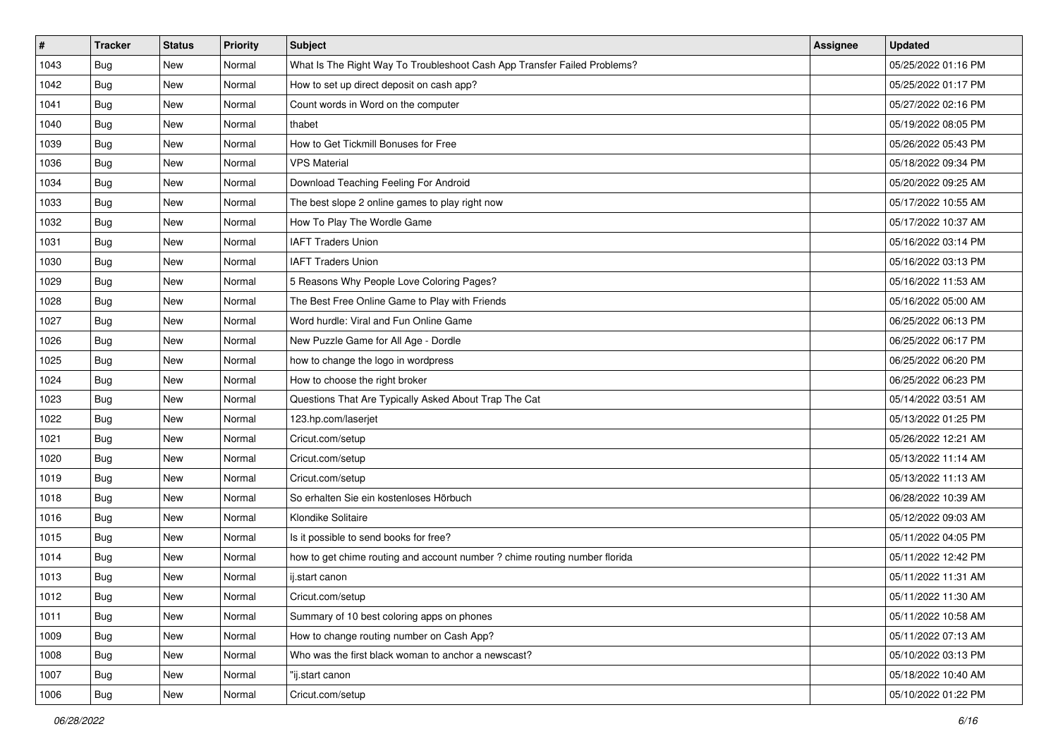| # | Tracker | Status | Priority | Subject | Assignee | Updated |
|---|---|---|---|---|---|---|
| 1043 | Bug | New | Normal | What Is The Right Way To Troubleshoot Cash App Transfer Failed Problems? | | 05/25/2022 01:16 PM |
| 1042 | Bug | New | Normal | How to set up direct deposit on cash app? | | 05/25/2022 01:17 PM |
| 1041 | Bug | New | Normal | Count words in Word on the computer | | 05/27/2022 02:16 PM |
| 1040 | Bug | New | Normal | thabet | | 05/19/2022 08:05 PM |
| 1039 | Bug | New | Normal | How to Get Tickmill Bonuses for Free | | 05/26/2022 05:43 PM |
| 1036 | Bug | New | Normal | VPS Material | | 05/18/2022 09:34 PM |
| 1034 | Bug | New | Normal | Download Teaching Feeling For Android | | 05/20/2022 09:25 AM |
| 1033 | Bug | New | Normal | The best slope 2 online games to play right now | | 05/17/2022 10:55 AM |
| 1032 | Bug | New | Normal | How To Play The Wordle Game | | 05/17/2022 10:37 AM |
| 1031 | Bug | New | Normal | IAFT Traders Union | | 05/16/2022 03:14 PM |
| 1030 | Bug | New | Normal | IAFT Traders Union | | 05/16/2022 03:13 PM |
| 1029 | Bug | New | Normal | 5 Reasons Why People Love Coloring Pages? | | 05/16/2022 11:53 AM |
| 1028 | Bug | New | Normal | The Best Free Online Game to Play with Friends | | 05/16/2022 05:00 AM |
| 1027 | Bug | New | Normal | Word hurdle: Viral and Fun Online Game | | 06/25/2022 06:13 PM |
| 1026 | Bug | New | Normal | New Puzzle Game for All Age - Dordle | | 06/25/2022 06:17 PM |
| 1025 | Bug | New | Normal | how to change the logo in wordpress | | 06/25/2022 06:20 PM |
| 1024 | Bug | New | Normal | How to choose the right broker | | 06/25/2022 06:23 PM |
| 1023 | Bug | New | Normal | Questions That Are Typically Asked About Trap The Cat | | 05/14/2022 03:51 AM |
| 1022 | Bug | New | Normal | 123.hp.com/laserjet | | 05/13/2022 01:25 PM |
| 1021 | Bug | New | Normal | Cricut.com/setup | | 05/26/2022 12:21 AM |
| 1020 | Bug | New | Normal | Cricut.com/setup | | 05/13/2022 11:14 AM |
| 1019 | Bug | New | Normal | Cricut.com/setup | | 05/13/2022 11:13 AM |
| 1018 | Bug | New | Normal | So erhalten Sie ein kostenloses Hörbuch | | 06/28/2022 10:39 AM |
| 1016 | Bug | New | Normal | Klondike Solitaire | | 05/12/2022 09:03 AM |
| 1015 | Bug | New | Normal | Is it possible to send books for free? | | 05/11/2022 04:05 PM |
| 1014 | Bug | New | Normal | how to get chime routing and account number ? chime routing number florida | | 05/11/2022 12:42 PM |
| 1013 | Bug | New | Normal | ij.start canon | | 05/11/2022 11:31 AM |
| 1012 | Bug | New | Normal | Cricut.com/setup | | 05/11/2022 11:30 AM |
| 1011 | Bug | New | Normal | Summary of 10 best coloring apps on phones | | 05/11/2022 10:58 AM |
| 1009 | Bug | New | Normal | How to change routing number on Cash App? | | 05/11/2022 07:13 AM |
| 1008 | Bug | New | Normal | Who was the first black woman to anchor a newscast? | | 05/10/2022 03:13 PM |
| 1007 | Bug | New | Normal | "ij.start canon | | 05/18/2022 10:40 AM |
| 1006 | Bug | New | Normal | Cricut.com/setup | | 05/10/2022 01:22 PM |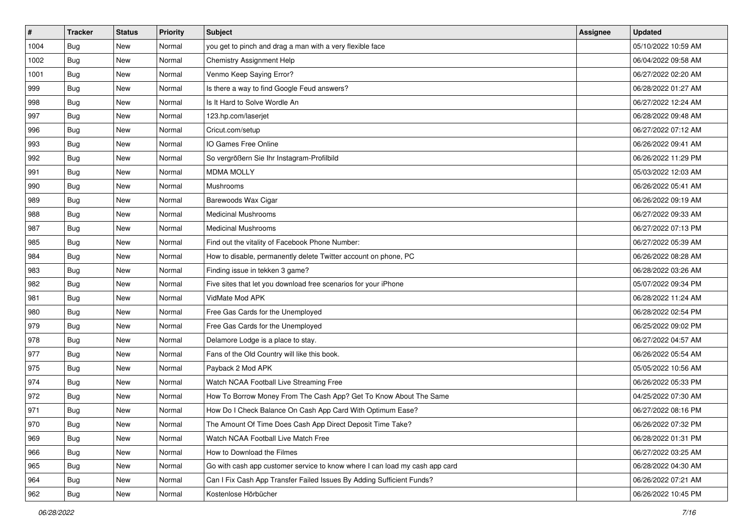| # | Tracker | Status | Priority | Subject | Assignee | Updated |
|---|---|---|---|---|---|---|
| 1004 | Bug | New | Normal | you get to pinch and drag a man with a very flexible face | | 05/10/2022 10:59 AM |
| 1002 | Bug | New | Normal | Chemistry Assignment Help | | 06/04/2022 09:58 AM |
| 1001 | Bug | New | Normal | Venmo Keep Saying Error? | | 06/27/2022 02:20 AM |
| 999 | Bug | New | Normal | Is there a way to find Google Feud answers? | | 06/28/2022 01:27 AM |
| 998 | Bug | New | Normal | Is It Hard to Solve Wordle An | | 06/27/2022 12:24 AM |
| 997 | Bug | New | Normal | 123.hp.com/laserjet | | 06/28/2022 09:48 AM |
| 996 | Bug | New | Normal | Cricut.com/setup | | 06/27/2022 07:12 AM |
| 993 | Bug | New | Normal | IO Games Free Online | | 06/26/2022 09:41 AM |
| 992 | Bug | New | Normal | So vergrößern Sie Ihr Instagram-Profilbild | | 06/26/2022 11:29 PM |
| 991 | Bug | New | Normal | MDMA MOLLY | | 05/03/2022 12:03 AM |
| 990 | Bug | New | Normal | Mushrooms | | 06/26/2022 05:41 AM |
| 989 | Bug | New | Normal | Barewoods Wax Cigar | | 06/26/2022 09:19 AM |
| 988 | Bug | New | Normal | Medicinal Mushrooms | | 06/27/2022 09:33 AM |
| 987 | Bug | New | Normal | Medicinal Mushrooms | | 06/27/2022 07:13 PM |
| 985 | Bug | New | Normal | Find out the vitality of Facebook Phone Number: | | 06/27/2022 05:39 AM |
| 984 | Bug | New | Normal | How to disable, permanently delete Twitter account on phone, PC | | 06/26/2022 08:28 AM |
| 983 | Bug | New | Normal | Finding issue in tekken 3 game? | | 06/28/2022 03:26 AM |
| 982 | Bug | New | Normal | Five sites that let you download free scenarios for your iPhone | | 05/07/2022 09:34 PM |
| 981 | Bug | New | Normal | VidMate Mod APK | | 06/28/2022 11:24 AM |
| 980 | Bug | New | Normal | Free Gas Cards for the Unemployed | | 06/28/2022 02:54 PM |
| 979 | Bug | New | Normal | Free Gas Cards for the Unemployed | | 06/25/2022 09:02 PM |
| 978 | Bug | New | Normal | Delamore Lodge is a place to stay. | | 06/27/2022 04:57 AM |
| 977 | Bug | New | Normal | Fans of the Old Country will like this book. | | 06/26/2022 05:54 AM |
| 975 | Bug | New | Normal | Payback 2 Mod APK | | 05/05/2022 10:56 AM |
| 974 | Bug | New | Normal | Watch NCAA Football Live Streaming Free | | 06/26/2022 05:33 PM |
| 972 | Bug | New | Normal | How To Borrow Money From The Cash App? Get To Know About The Same | | 04/25/2022 07:30 AM |
| 971 | Bug | New | Normal | How Do I Check Balance On Cash App Card With Optimum Ease? | | 06/27/2022 08:16 PM |
| 970 | Bug | New | Normal | The Amount Of Time Does Cash App Direct Deposit Time Take? | | 06/26/2022 07:32 PM |
| 969 | Bug | New | Normal | Watch NCAA Football Live Match Free | | 06/28/2022 01:31 PM |
| 966 | Bug | New | Normal | How to Download the Filmes | | 06/27/2022 03:25 AM |
| 965 | Bug | New | Normal | Go with cash app customer service to know where I can load my cash app card | | 06/28/2022 04:30 AM |
| 964 | Bug | New | Normal | Can I Fix Cash App Transfer Failed Issues By Adding Sufficient Funds? | | 06/26/2022 07:21 AM |
| 962 | Bug | New | Normal | Kostenlose Hörbücher | | 06/26/2022 10:45 PM |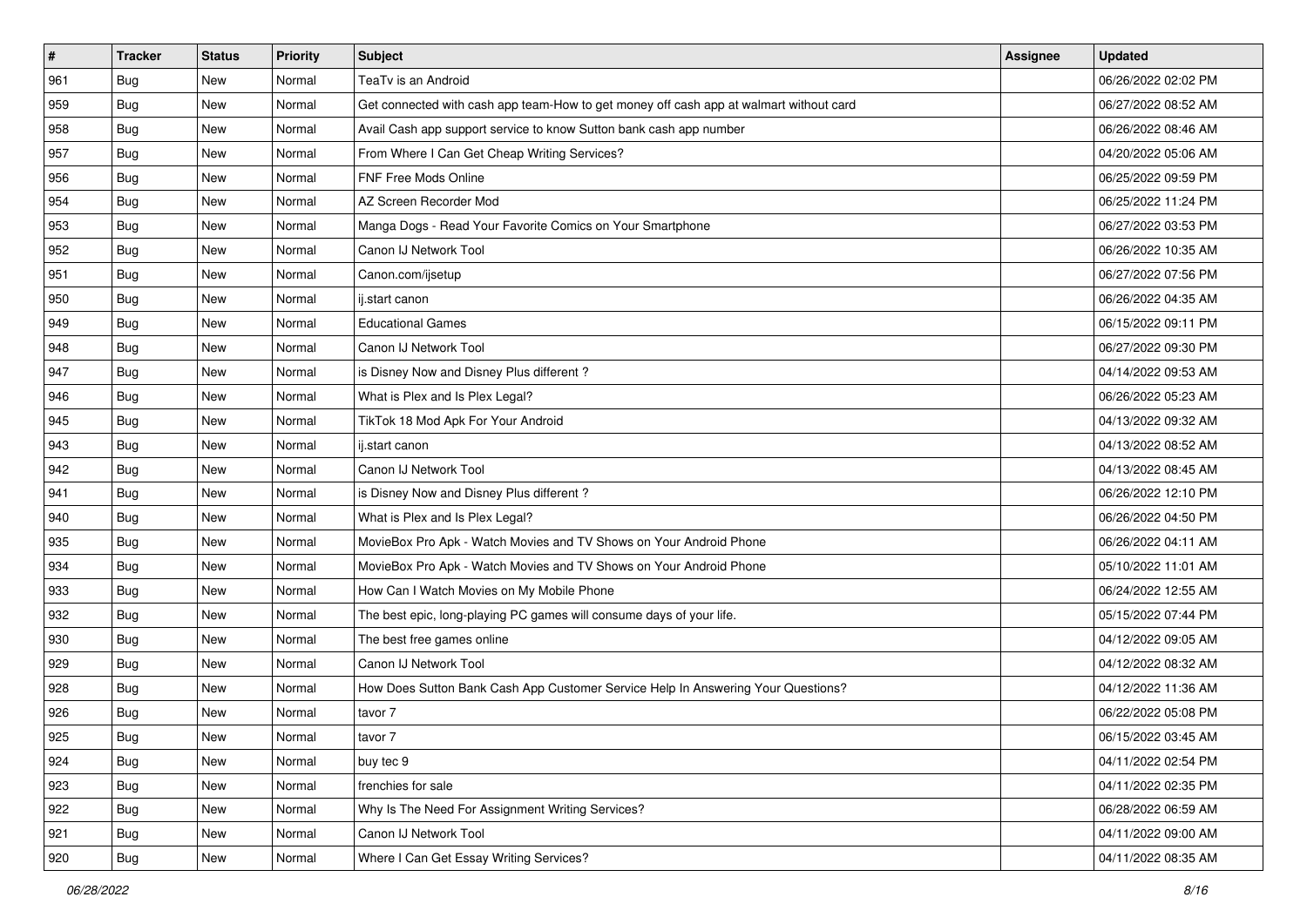| # | Tracker | Status | Priority | Subject | Assignee | Updated |
|---|---|---|---|---|---|---|
| 961 | Bug | New | Normal | TeaTv is an Android | | 06/26/2022 02:02 PM |
| 959 | Bug | New | Normal | Get connected with cash app team-How to get money off cash app at walmart without card | | 06/27/2022 08:52 AM |
| 958 | Bug | New | Normal | Avail Cash app support service to know Sutton bank cash app number | | 06/26/2022 08:46 AM |
| 957 | Bug | New | Normal | From Where I Can Get Cheap Writing Services? | | 04/20/2022 05:06 AM |
| 956 | Bug | New | Normal | FNF Free Mods Online | | 06/25/2022 09:59 PM |
| 954 | Bug | New | Normal | AZ Screen Recorder Mod | | 06/25/2022 11:24 PM |
| 953 | Bug | New | Normal | Manga Dogs - Read Your Favorite Comics on Your Smartphone | | 06/27/2022 03:53 PM |
| 952 | Bug | New | Normal | Canon IJ Network Tool | | 06/26/2022 10:35 AM |
| 951 | Bug | New | Normal | Canon.com/ijsetup | | 06/27/2022 07:56 PM |
| 950 | Bug | New | Normal | ij.start canon | | 06/26/2022 04:35 AM |
| 949 | Bug | New | Normal | Educational Games | | 06/15/2022 09:11 PM |
| 948 | Bug | New | Normal | Canon IJ Network Tool | | 06/27/2022 09:30 PM |
| 947 | Bug | New | Normal | is Disney Now and Disney Plus different ? | | 04/14/2022 09:53 AM |
| 946 | Bug | New | Normal | What is Plex and Is Plex Legal? | | 06/26/2022 05:23 AM |
| 945 | Bug | New | Normal | TikTok 18 Mod Apk For Your Android | | 04/13/2022 09:32 AM |
| 943 | Bug | New | Normal | ij.start canon | | 04/13/2022 08:52 AM |
| 942 | Bug | New | Normal | Canon IJ Network Tool | | 04/13/2022 08:45 AM |
| 941 | Bug | New | Normal | is Disney Now and Disney Plus different ? | | 06/26/2022 12:10 PM |
| 940 | Bug | New | Normal | What is Plex and Is Plex Legal? | | 06/26/2022 04:50 PM |
| 935 | Bug | New | Normal | MovieBox Pro Apk - Watch Movies and TV Shows on Your Android Phone | | 06/26/2022 04:11 AM |
| 934 | Bug | New | Normal | MovieBox Pro Apk - Watch Movies and TV Shows on Your Android Phone | | 05/10/2022 11:01 AM |
| 933 | Bug | New | Normal | How Can I Watch Movies on My Mobile Phone | | 06/24/2022 12:55 AM |
| 932 | Bug | New | Normal | The best epic, long-playing PC games will consume days of your life. | | 05/15/2022 07:44 PM |
| 930 | Bug | New | Normal | The best free games online | | 04/12/2022 09:05 AM |
| 929 | Bug | New | Normal | Canon IJ Network Tool | | 04/12/2022 08:32 AM |
| 928 | Bug | New | Normal | How Does Sutton Bank Cash App Customer Service Help In Answering Your Questions? | | 04/12/2022 11:36 AM |
| 926 | Bug | New | Normal | tavor 7 | | 06/22/2022 05:08 PM |
| 925 | Bug | New | Normal | tavor 7 | | 06/15/2022 03:45 AM |
| 924 | Bug | New | Normal | buy tec 9 | | 04/11/2022 02:54 PM |
| 923 | Bug | New | Normal | frenchies for sale | | 04/11/2022 02:35 PM |
| 922 | Bug | New | Normal | Why Is The Need For Assignment Writing Services? | | 06/28/2022 06:59 AM |
| 921 | Bug | New | Normal | Canon IJ Network Tool | | 04/11/2022 09:00 AM |
| 920 | Bug | New | Normal | Where I Can Get Essay Writing Services? | | 04/11/2022 08:35 AM |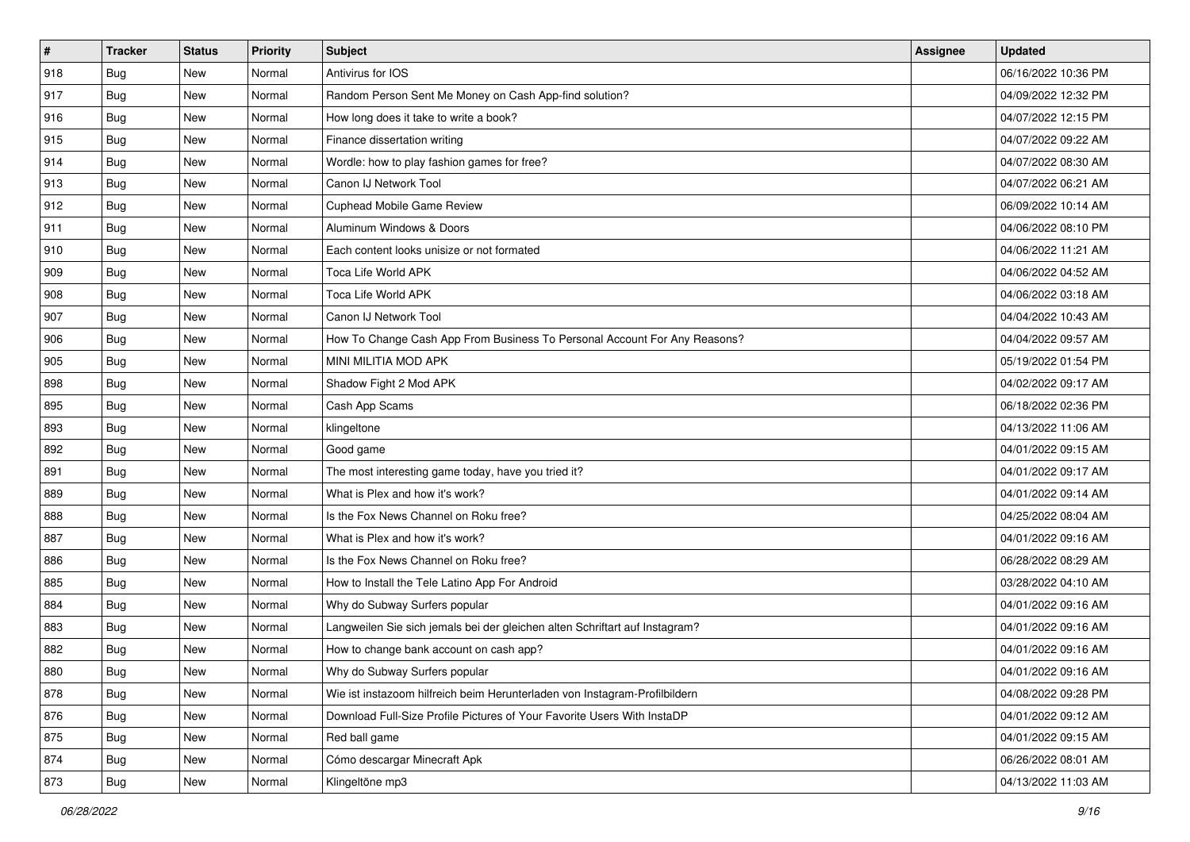| # | Tracker | Status | Priority | Subject | Assignee | Updated |
|---|---|---|---|---|---|---|
| 918 | Bug | New | Normal | Antivirus for IOS | | 06/16/2022 10:36 PM |
| 917 | Bug | New | Normal | Random Person Sent Me Money on Cash App-find solution? | | 04/09/2022 12:32 PM |
| 916 | Bug | New | Normal | How long does it take to write a book? | | 04/07/2022 12:15 PM |
| 915 | Bug | New | Normal | Finance dissertation writing | | 04/07/2022 09:22 AM |
| 914 | Bug | New | Normal | Wordle: how to play fashion games for free? | | 04/07/2022 08:30 AM |
| 913 | Bug | New | Normal | Canon IJ Network Tool | | 04/07/2022 06:21 AM |
| 912 | Bug | New | Normal | Cuphead Mobile Game Review | | 06/09/2022 10:14 AM |
| 911 | Bug | New | Normal | Aluminum Windows & Doors | | 04/06/2022 08:10 PM |
| 910 | Bug | New | Normal | Each content looks unisize or not formated | | 04/06/2022 11:21 AM |
| 909 | Bug | New | Normal | Toca Life World APK | | 04/06/2022 04:52 AM |
| 908 | Bug | New | Normal | Toca Life World APK | | 04/06/2022 03:18 AM |
| 907 | Bug | New | Normal | Canon IJ Network Tool | | 04/04/2022 10:43 AM |
| 906 | Bug | New | Normal | How To Change Cash App From Business To Personal Account For Any Reasons? | | 04/04/2022 09:57 AM |
| 905 | Bug | New | Normal | MINI MILITIA MOD APK | | 05/19/2022 01:54 PM |
| 898 | Bug | New | Normal | Shadow Fight 2 Mod APK | | 04/02/2022 09:17 AM |
| 895 | Bug | New | Normal | Cash App Scams | | 06/18/2022 02:36 PM |
| 893 | Bug | New | Normal | klingeltone | | 04/13/2022 11:06 AM |
| 892 | Bug | New | Normal | Good game | | 04/01/2022 09:15 AM |
| 891 | Bug | New | Normal | The most interesting game today, have you tried it? | | 04/01/2022 09:17 AM |
| 889 | Bug | New | Normal | What is Plex and how it's work? | | 04/01/2022 09:14 AM |
| 888 | Bug | New | Normal | Is the Fox News Channel on Roku free? | | 04/25/2022 08:04 AM |
| 887 | Bug | New | Normal | What is Plex and how it's work? | | 04/01/2022 09:16 AM |
| 886 | Bug | New | Normal | Is the Fox News Channel on Roku free? | | 06/28/2022 08:29 AM |
| 885 | Bug | New | Normal | How to Install the Tele Latino App For Android | | 03/28/2022 04:10 AM |
| 884 | Bug | New | Normal | Why do Subway Surfers popular | | 04/01/2022 09:16 AM |
| 883 | Bug | New | Normal | Langweilen Sie sich jemals bei der gleichen alten Schriftart auf Instagram? | | 04/01/2022 09:16 AM |
| 882 | Bug | New | Normal | How to change bank account on cash app? | | 04/01/2022 09:16 AM |
| 880 | Bug | New | Normal | Why do Subway Surfers popular | | 04/01/2022 09:16 AM |
| 878 | Bug | New | Normal | Wie ist instazoom hilfreich beim Herunterladen von Instagram-Profilbildern | | 04/08/2022 09:28 PM |
| 876 | Bug | New | Normal | Download Full-Size Profile Pictures of Your Favorite Users With InstaDP | | 04/01/2022 09:12 AM |
| 875 | Bug | New | Normal | Red ball game | | 04/01/2022 09:15 AM |
| 874 | Bug | New | Normal | Cómo descargar Minecraft Apk | | 06/26/2022 08:01 AM |
| 873 | Bug | New | Normal | Klingeltöne mp3 | | 04/13/2022 11:03 AM |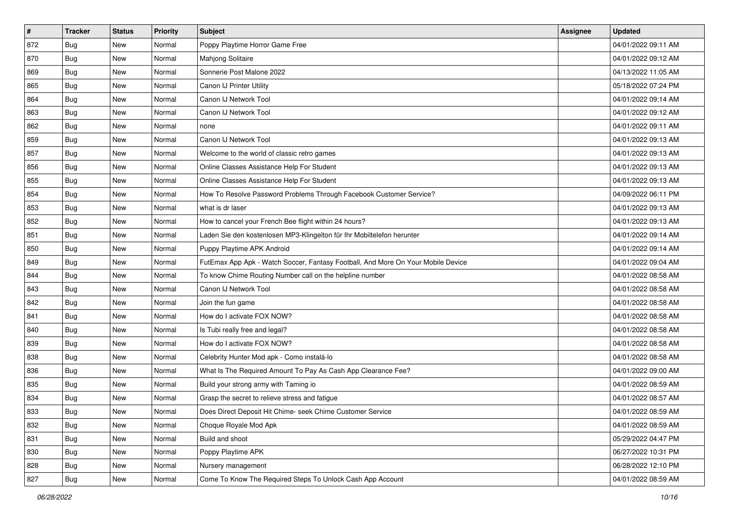| # | Tracker | Status | Priority | Subject | Assignee | Updated |
|---|---|---|---|---|---|---|
| 872 | Bug | New | Normal | Poppy Playtime Horror Game Free | | 04/01/2022 09:11 AM |
| 870 | Bug | New | Normal | Mahjong Solitaire | | 04/01/2022 09:12 AM |
| 869 | Bug | New | Normal | Sonnerie Post Malone 2022 | | 04/13/2022 11:05 AM |
| 865 | Bug | New | Normal | Canon IJ Printer Utility | | 05/18/2022 07:24 PM |
| 864 | Bug | New | Normal | Canon IJ Network Tool | | 04/01/2022 09:14 AM |
| 863 | Bug | New | Normal | Canon IJ Network Tool | | 04/01/2022 09:12 AM |
| 862 | Bug | New | Normal | none | | 04/01/2022 09:11 AM |
| 859 | Bug | New | Normal | Canon IJ Network Tool | | 04/01/2022 09:13 AM |
| 857 | Bug | New | Normal | Welcome to the world of classic retro games | | 04/01/2022 09:13 AM |
| 856 | Bug | New | Normal | Online Classes Assistance Help For Student | | 04/01/2022 09:13 AM |
| 855 | Bug | New | Normal | Online Classes Assistance Help For Student | | 04/01/2022 09:13 AM |
| 854 | Bug | New | Normal | How To Resolve Password Problems Through Facebook Customer Service? | | 04/09/2022 06:11 PM |
| 853 | Bug | New | Normal | what is dr laser | | 04/01/2022 09:13 AM |
| 852 | Bug | New | Normal | How to cancel your French Bee flight within 24 hours? | | 04/01/2022 09:13 AM |
| 851 | Bug | New | Normal | Laden Sie den kostenlosen MP3-Klingelton für Ihr Mobiltelefon herunter | | 04/01/2022 09:14 AM |
| 850 | Bug | New | Normal | Puppy Playtime APK Android | | 04/01/2022 09:14 AM |
| 849 | Bug | New | Normal | FutEmax App Apk - Watch Soccer, Fantasy Football, And More On Your Mobile Device | | 04/01/2022 09:04 AM |
| 844 | Bug | New | Normal | To know Chime Routing Number call on the helpline number | | 04/01/2022 08:58 AM |
| 843 | Bug | New | Normal | Canon IJ Network Tool | | 04/01/2022 08:58 AM |
| 842 | Bug | New | Normal | Join the fun game | | 04/01/2022 08:58 AM |
| 841 | Bug | New | Normal | How do I activate FOX NOW? | | 04/01/2022 08:58 AM |
| 840 | Bug | New | Normal | Is Tubi really free and legal? | | 04/01/2022 08:58 AM |
| 839 | Bug | New | Normal | How do I activate FOX NOW? | | 04/01/2022 08:58 AM |
| 838 | Bug | New | Normal | Celebrity Hunter Mod apk - Como instalá-lo | | 04/01/2022 08:58 AM |
| 836 | Bug | New | Normal | What Is The Required Amount To Pay As Cash App Clearance Fee? | | 04/01/2022 09:00 AM |
| 835 | Bug | New | Normal | Build your strong army with Taming io | | 04/01/2022 08:59 AM |
| 834 | Bug | New | Normal | Grasp the secret to relieve stress and fatigue | | 04/01/2022 08:57 AM |
| 833 | Bug | New | Normal | Does Direct Deposit Hit Chime- seek Chime Customer Service | | 04/01/2022 08:59 AM |
| 832 | Bug | New | Normal | Choque Royale Mod Apk | | 04/01/2022 08:59 AM |
| 831 | Bug | New | Normal | Build and shoot | | 05/29/2022 04:47 PM |
| 830 | Bug | New | Normal | Poppy Playtime APK | | 06/27/2022 10:31 PM |
| 828 | Bug | New | Normal | Nursery management | | 06/28/2022 12:10 PM |
| 827 | Bug | New | Normal | Come To Know The Required Steps To Unlock Cash App Account | | 04/01/2022 08:59 AM |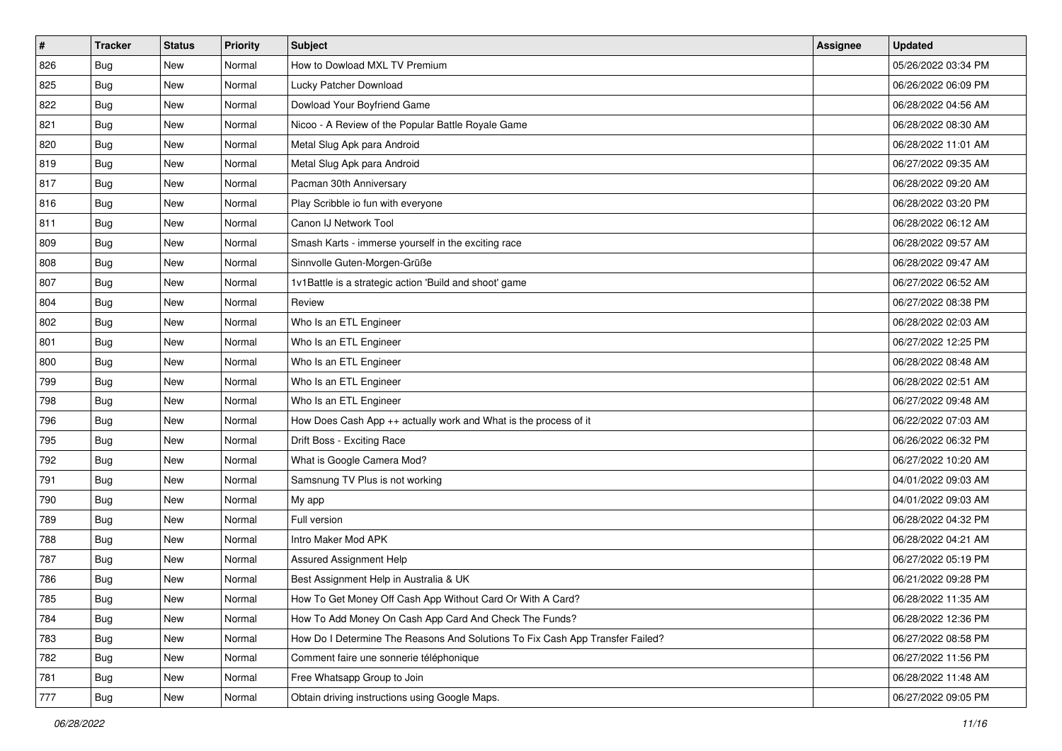| # | Tracker | Status | Priority | Subject | Assignee | Updated |
|---|---|---|---|---|---|---|
| 826 | Bug | New | Normal | How to Dowload MXL TV Premium | | 05/26/2022 03:34 PM |
| 825 | Bug | New | Normal | Lucky Patcher Download | | 06/26/2022 06:09 PM |
| 822 | Bug | New | Normal | Dowload Your Boyfriend Game | | 06/28/2022 04:56 AM |
| 821 | Bug | New | Normal | Nicoo - A Review of the Popular Battle Royale Game | | 06/28/2022 08:30 AM |
| 820 | Bug | New | Normal | Metal Slug Apk para Android | | 06/28/2022 11:01 AM |
| 819 | Bug | New | Normal | Metal Slug Apk para Android | | 06/27/2022 09:35 AM |
| 817 | Bug | New | Normal | Pacman 30th Anniversary | | 06/28/2022 09:20 AM |
| 816 | Bug | New | Normal | Play Scribble io fun with everyone | | 06/28/2022 03:20 PM |
| 811 | Bug | New | Normal | Canon IJ Network Tool | | 06/28/2022 06:12 AM |
| 809 | Bug | New | Normal | Smash Karts - immerse yourself in the exciting race | | 06/28/2022 09:57 AM |
| 808 | Bug | New | Normal | Sinnvolle Guten-Morgen-Grüße | | 06/28/2022 09:47 AM |
| 807 | Bug | New | Normal | 1v1Battle is a strategic action 'Build and shoot' game | | 06/27/2022 06:52 AM |
| 804 | Bug | New | Normal | Review | | 06/27/2022 08:38 PM |
| 802 | Bug | New | Normal | Who Is an ETL Engineer | | 06/28/2022 02:03 AM |
| 801 | Bug | New | Normal | Who Is an ETL Engineer | | 06/27/2022 12:25 PM |
| 800 | Bug | New | Normal | Who Is an ETL Engineer | | 06/28/2022 08:48 AM |
| 799 | Bug | New | Normal | Who Is an ETL Engineer | | 06/28/2022 02:51 AM |
| 798 | Bug | New | Normal | Who Is an ETL Engineer | | 06/27/2022 09:48 AM |
| 796 | Bug | New | Normal | How Does Cash App ++ actually work and What is the process of it | | 06/22/2022 07:03 AM |
| 795 | Bug | New | Normal | Drift Boss - Exciting Race | | 06/26/2022 06:32 PM |
| 792 | Bug | New | Normal | What is Google Camera Mod? | | 06/27/2022 10:20 AM |
| 791 | Bug | New | Normal | Samsnung TV Plus is not working | | 04/01/2022 09:03 AM |
| 790 | Bug | New | Normal | My app | | 04/01/2022 09:03 AM |
| 789 | Bug | New | Normal | Full version | | 06/28/2022 04:32 PM |
| 788 | Bug | New | Normal | Intro Maker Mod APK | | 06/28/2022 04:21 AM |
| 787 | Bug | New | Normal | Assured Assignment Help | | 06/27/2022 05:19 PM |
| 786 | Bug | New | Normal | Best Assignment Help in Australia & UK | | 06/21/2022 09:28 PM |
| 785 | Bug | New | Normal | How To Get Money Off Cash App Without Card Or With A Card? | | 06/28/2022 11:35 AM |
| 784 | Bug | New | Normal | How To Add Money On Cash App Card And Check The Funds? | | 06/28/2022 12:36 PM |
| 783 | Bug | New | Normal | How Do I Determine The Reasons And Solutions To Fix Cash App Transfer Failed? | | 06/27/2022 08:58 PM |
| 782 | Bug | New | Normal | Comment faire une sonnerie téléphonique | | 06/27/2022 11:56 PM |
| 781 | Bug | New | Normal | Free Whatsapp Group to Join | | 06/28/2022 11:48 AM |
| 777 | Bug | New | Normal | Obtain driving instructions using Google Maps. | | 06/27/2022 09:05 PM |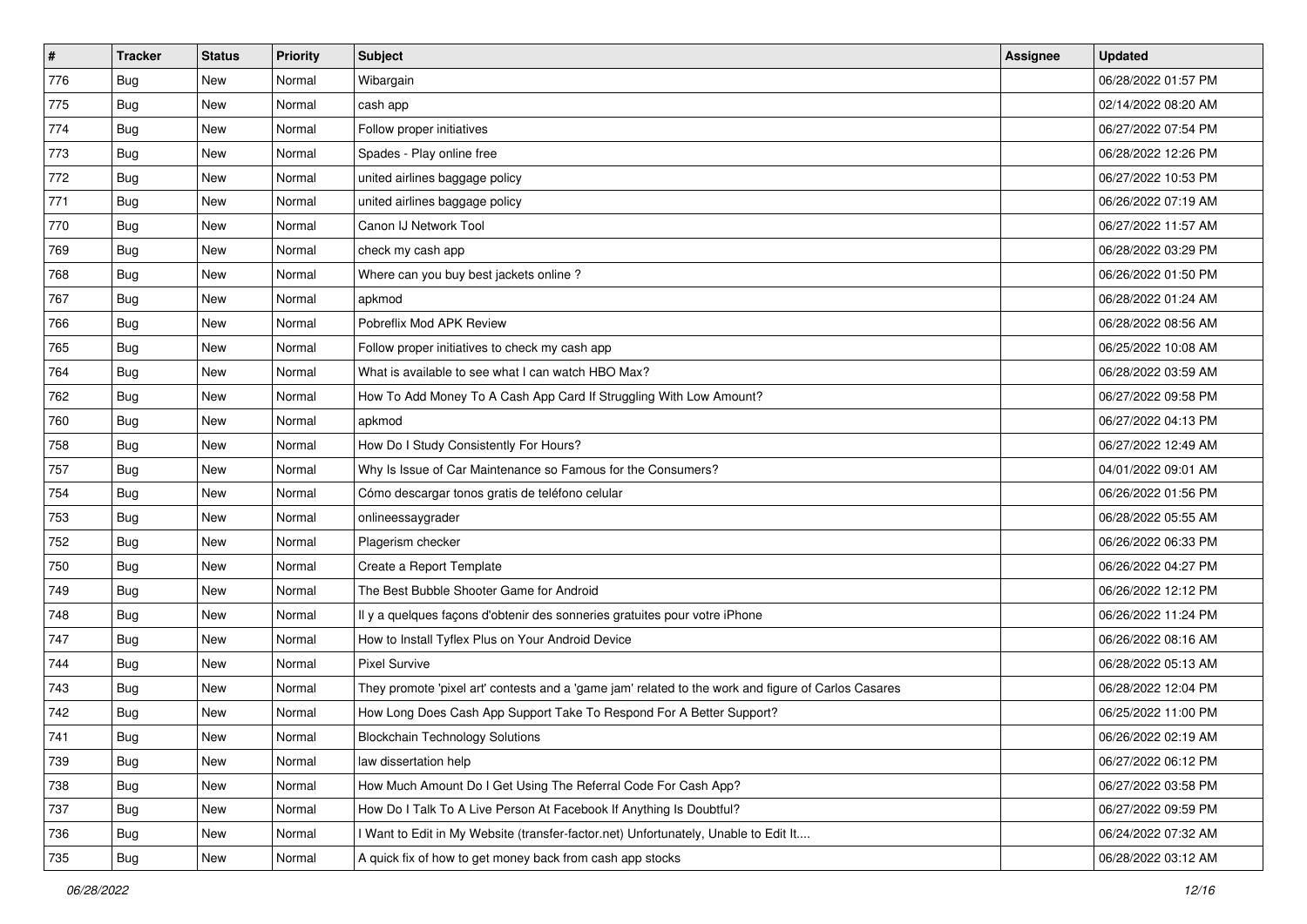| # | Tracker | Status | Priority | Subject | Assignee | Updated |
|---|---|---|---|---|---|---|
| 776 | Bug | New | Normal | Wibargain | | 06/28/2022 01:57 PM |
| 775 | Bug | New | Normal | cash app | | 02/14/2022 08:20 AM |
| 774 | Bug | New | Normal | Follow proper initiatives | | 06/27/2022 07:54 PM |
| 773 | Bug | New | Normal | Spades - Play online free | | 06/28/2022 12:26 PM |
| 772 | Bug | New | Normal | united airlines baggage policy | | 06/27/2022 10:53 PM |
| 771 | Bug | New | Normal | united airlines baggage policy | | 06/26/2022 07:19 AM |
| 770 | Bug | New | Normal | Canon IJ Network Tool | | 06/27/2022 11:57 AM |
| 769 | Bug | New | Normal | check my cash app | | 06/28/2022 03:29 PM |
| 768 | Bug | New | Normal | Where can you buy best jackets online ? | | 06/26/2022 01:50 PM |
| 767 | Bug | New | Normal | apkmod | | 06/28/2022 01:24 AM |
| 766 | Bug | New | Normal | Pobreflix Mod APK Review | | 06/28/2022 08:56 AM |
| 765 | Bug | New | Normal | Follow proper initiatives to check my cash app | | 06/25/2022 10:08 AM |
| 764 | Bug | New | Normal | What is available to see what I can watch HBO Max? | | 06/28/2022 03:59 AM |
| 762 | Bug | New | Normal | How To Add Money To A Cash App Card If Struggling With Low Amount? | | 06/27/2022 09:58 PM |
| 760 | Bug | New | Normal | apkmod | | 06/27/2022 04:13 PM |
| 758 | Bug | New | Normal | How Do I Study Consistently For Hours? | | 06/27/2022 12:49 AM |
| 757 | Bug | New | Normal | Why Is Issue of Car Maintenance so Famous for the Consumers? | | 04/01/2022 09:01 AM |
| 754 | Bug | New | Normal | Cómo descargar tonos gratis de teléfono celular | | 06/26/2022 01:56 PM |
| 753 | Bug | New | Normal | onlineessaygrader | | 06/28/2022 05:55 AM |
| 752 | Bug | New | Normal | Plagerism checker | | 06/26/2022 06:33 PM |
| 750 | Bug | New | Normal | Create a Report Template | | 06/26/2022 04:27 PM |
| 749 | Bug | New | Normal | The Best Bubble Shooter Game for Android | | 06/26/2022 12:12 PM |
| 748 | Bug | New | Normal | Il y a quelques façons d'obtenir des sonneries gratuites pour votre iPhone | | 06/26/2022 11:24 PM |
| 747 | Bug | New | Normal | How to Install Tyflex Plus on Your Android Device | | 06/26/2022 08:16 AM |
| 744 | Bug | New | Normal | Pixel Survive | | 06/28/2022 05:13 AM |
| 743 | Bug | New | Normal | They promote 'pixel art' contests and a 'game jam' related to the work and figure of Carlos Casares | | 06/28/2022 12:04 PM |
| 742 | Bug | New | Normal | How Long Does Cash App Support Take To Respond For A Better Support? | | 06/25/2022 11:00 PM |
| 741 | Bug | New | Normal | Blockchain Technology Solutions | | 06/26/2022 02:19 AM |
| 739 | Bug | New | Normal | law dissertation help | | 06/27/2022 06:12 PM |
| 738 | Bug | New | Normal | How Much Amount Do I Get Using The Referral Code For Cash App? | | 06/27/2022 03:58 PM |
| 737 | Bug | New | Normal | How Do I Talk To A Live Person At Facebook If Anything Is Doubtful? | | 06/27/2022 09:59 PM |
| 736 | Bug | New | Normal | I Want to Edit in My Website (transfer-factor.net) Unfortunately, Unable to Edit It.... | | 06/24/2022 07:32 AM |
| 735 | Bug | New | Normal | A quick fix of how to get money back from cash app stocks | | 06/28/2022 03:12 AM |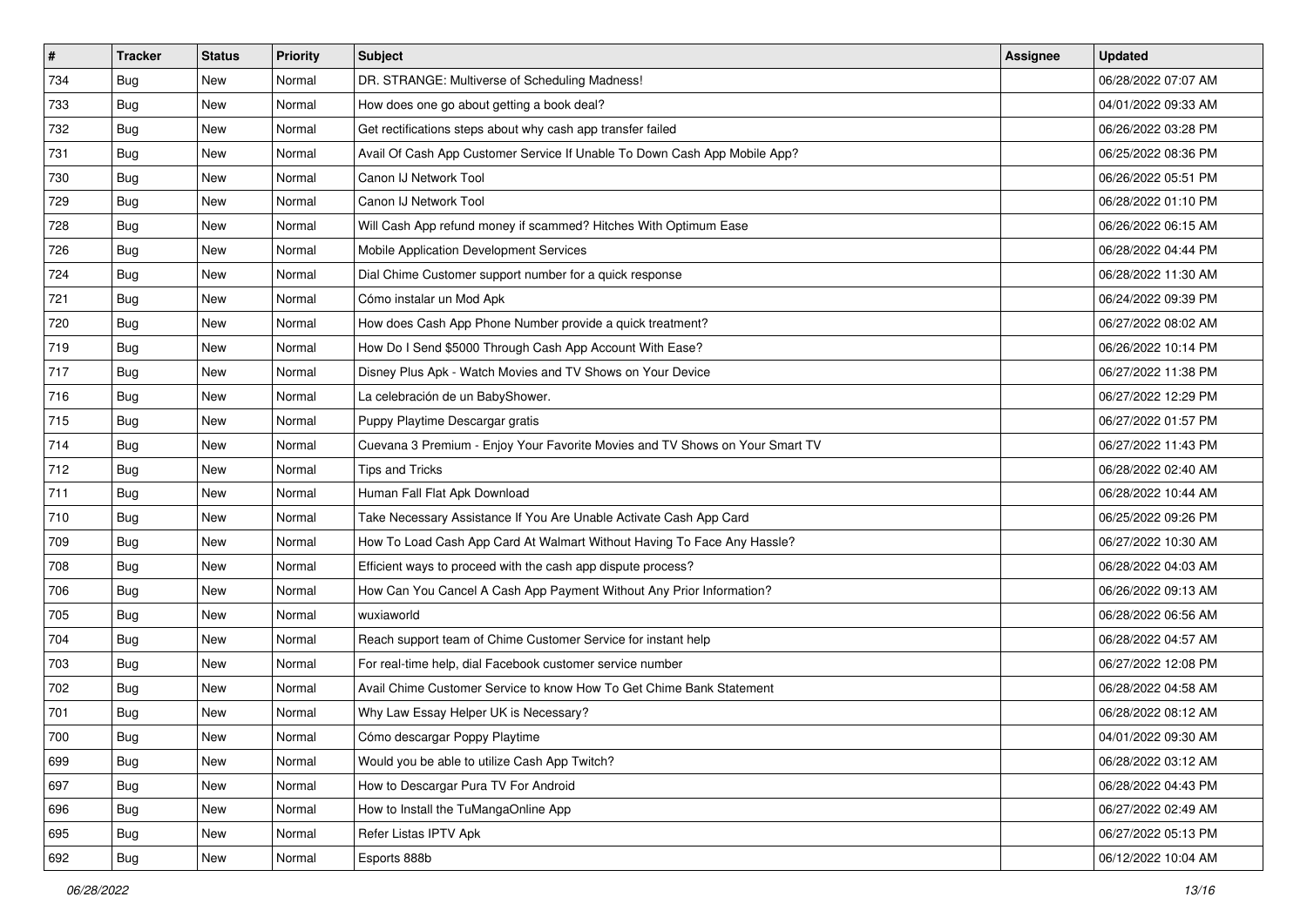| # | Tracker | Status | Priority | Subject | Assignee | Updated |
| --- | --- | --- | --- | --- | --- | --- |
| 734 | Bug | New | Normal | DR. STRANGE: Multiverse of Scheduling Madness! | | 06/28/2022 07:07 AM |
| 733 | Bug | New | Normal | How does one go about getting a book deal? | | 04/01/2022 09:33 AM |
| 732 | Bug | New | Normal | Get rectifications steps about why cash app transfer failed | | 06/26/2022 03:28 PM |
| 731 | Bug | New | Normal | Avail Of Cash App Customer Service If Unable To Down Cash App Mobile App? | | 06/25/2022 08:36 PM |
| 730 | Bug | New | Normal | Canon IJ Network Tool | | 06/26/2022 05:51 PM |
| 729 | Bug | New | Normal | Canon IJ Network Tool | | 06/28/2022 01:10 PM |
| 728 | Bug | New | Normal | Will Cash App refund money if scammed? Hitches With Optimum Ease | | 06/26/2022 06:15 AM |
| 726 | Bug | New | Normal | Mobile Application Development Services | | 06/28/2022 04:44 PM |
| 724 | Bug | New | Normal | Dial Chime Customer support number for a quick response | | 06/28/2022 11:30 AM |
| 721 | Bug | New | Normal | Cómo instalar un Mod Apk | | 06/24/2022 09:39 PM |
| 720 | Bug | New | Normal | How does Cash App Phone Number provide a quick treatment? | | 06/27/2022 08:02 AM |
| 719 | Bug | New | Normal | How Do I Send $5000 Through Cash App Account With Ease? | | 06/26/2022 10:14 PM |
| 717 | Bug | New | Normal | Disney Plus Apk - Watch Movies and TV Shows on Your Device | | 06/27/2022 11:38 PM |
| 716 | Bug | New | Normal | La celebración de un BabyShower. | | 06/27/2022 12:29 PM |
| 715 | Bug | New | Normal | Puppy Playtime Descargar gratis | | 06/27/2022 01:57 PM |
| 714 | Bug | New | Normal | Cuevana 3 Premium - Enjoy Your Favorite Movies and TV Shows on Your Smart TV | | 06/27/2022 11:43 PM |
| 712 | Bug | New | Normal | Tips and Tricks | | 06/28/2022 02:40 AM |
| 711 | Bug | New | Normal | Human Fall Flat Apk Download | | 06/28/2022 10:44 AM |
| 710 | Bug | New | Normal | Take Necessary Assistance If You Are Unable Activate Cash App Card | | 06/25/2022 09:26 PM |
| 709 | Bug | New | Normal | How To Load Cash App Card At Walmart Without Having To Face Any Hassle? | | 06/27/2022 10:30 AM |
| 708 | Bug | New | Normal | Efficient ways to proceed with the cash app dispute process? | | 06/28/2022 04:03 AM |
| 706 | Bug | New | Normal | How Can You Cancel A Cash App Payment Without Any Prior Information? | | 06/26/2022 09:13 AM |
| 705 | Bug | New | Normal | wuxiaworld | | 06/28/2022 06:56 AM |
| 704 | Bug | New | Normal | Reach support team of Chime Customer Service for instant help | | 06/28/2022 04:57 AM |
| 703 | Bug | New | Normal | For real-time help, dial Facebook customer service number | | 06/27/2022 12:08 PM |
| 702 | Bug | New | Normal | Avail Chime Customer Service to know How To Get Chime Bank Statement | | 06/28/2022 04:58 AM |
| 701 | Bug | New | Normal | Why Law Essay Helper UK is Necessary? | | 06/28/2022 08:12 AM |
| 700 | Bug | New | Normal | Cómo descargar Poppy Playtime | | 04/01/2022 09:30 AM |
| 699 | Bug | New | Normal | Would you be able to utilize Cash App Twitch? | | 06/28/2022 03:12 AM |
| 697 | Bug | New | Normal | How to Descargar Pura TV For Android | | 06/28/2022 04:43 PM |
| 696 | Bug | New | Normal | How to Install the TuMangaOnline App | | 06/27/2022 02:49 AM |
| 695 | Bug | New | Normal | Refer Listas IPTV Apk | | 06/27/2022 05:13 PM |
| 692 | Bug | New | Normal | Esports 888b | | 06/12/2022 10:04 AM |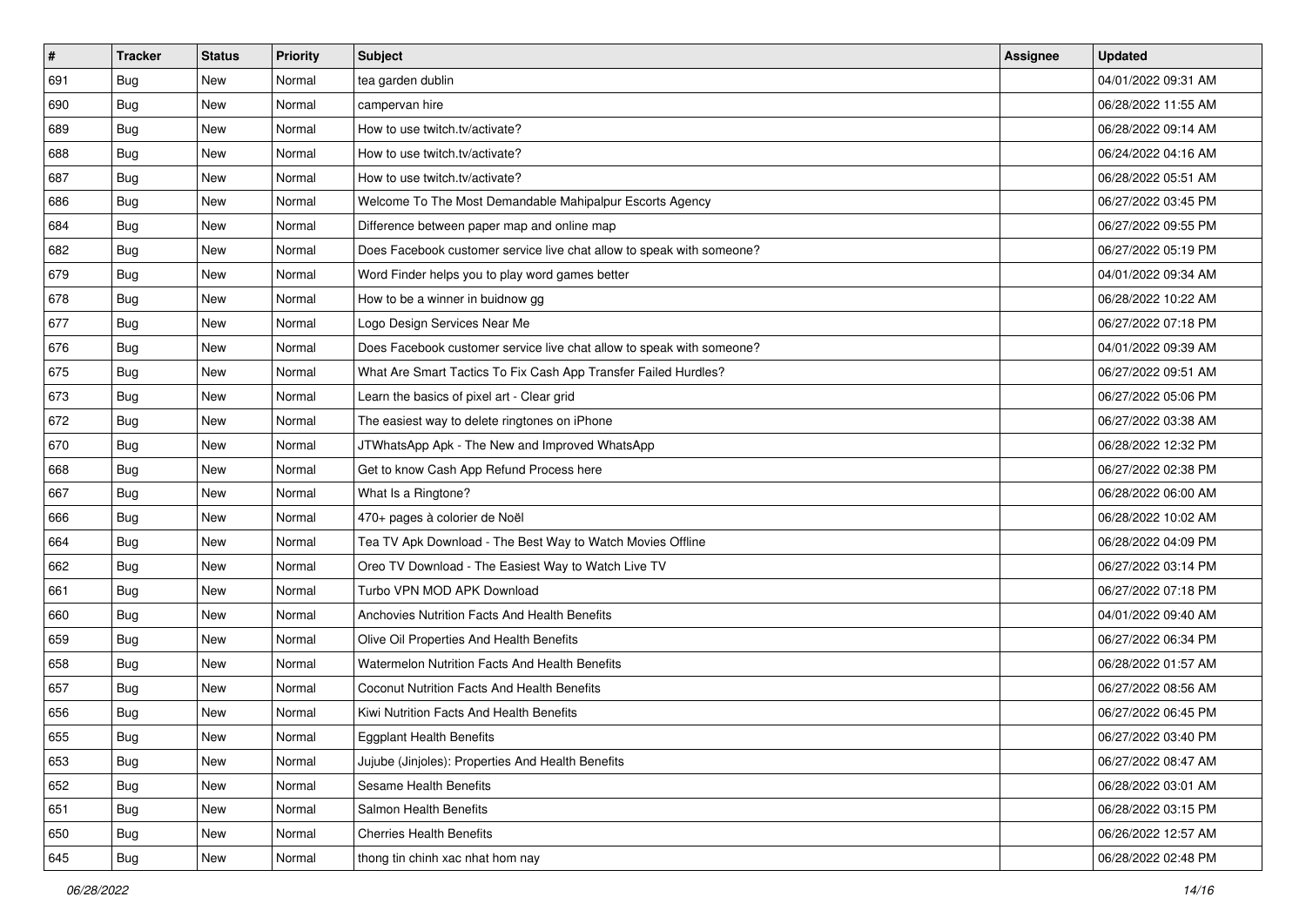| # | Tracker | Status | Priority | Subject | Assignee | Updated |
|---|---|---|---|---|---|---|
| 691 | Bug | New | Normal | tea garden dublin | | 04/01/2022 09:31 AM |
| 690 | Bug | New | Normal | campervan hire | | 06/28/2022 11:55 AM |
| 689 | Bug | New | Normal | How to use twitch.tv/activate? | | 06/28/2022 09:14 AM |
| 688 | Bug | New | Normal | How to use twitch.tv/activate? | | 06/24/2022 04:16 AM |
| 687 | Bug | New | Normal | How to use twitch.tv/activate? | | 06/28/2022 05:51 AM |
| 686 | Bug | New | Normal | Welcome To The Most Demandable Mahipalpur Escorts Agency | | 06/27/2022 03:45 PM |
| 684 | Bug | New | Normal | Difference between paper map and online map | | 06/27/2022 09:55 PM |
| 682 | Bug | New | Normal | Does Facebook customer service live chat allow to speak with someone? | | 06/27/2022 05:19 PM |
| 679 | Bug | New | Normal | Word Finder helps you to play word games better | | 04/01/2022 09:34 AM |
| 678 | Bug | New | Normal | How to be a winner in buidnow gg | | 06/28/2022 10:22 AM |
| 677 | Bug | New | Normal | Logo Design Services Near Me | | 06/27/2022 07:18 PM |
| 676 | Bug | New | Normal | Does Facebook customer service live chat allow to speak with someone? | | 04/01/2022 09:39 AM |
| 675 | Bug | New | Normal | What Are Smart Tactics To Fix Cash App Transfer Failed Hurdles? | | 06/27/2022 09:51 AM |
| 673 | Bug | New | Normal | Learn the basics of pixel art - Clear grid | | 06/27/2022 05:06 PM |
| 672 | Bug | New | Normal | The easiest way to delete ringtones on iPhone | | 06/27/2022 03:38 AM |
| 670 | Bug | New | Normal | JTWhatsApp Apk - The New and Improved WhatsApp | | 06/28/2022 12:32 PM |
| 668 | Bug | New | Normal | Get to know Cash App Refund Process here | | 06/27/2022 02:38 PM |
| 667 | Bug | New | Normal | What Is a Ringtone? | | 06/28/2022 06:00 AM |
| 666 | Bug | New | Normal | 470+ pages à colorier de Noël | | 06/28/2022 10:02 AM |
| 664 | Bug | New | Normal | Tea TV Apk Download - The Best Way to Watch Movies Offline | | 06/28/2022 04:09 PM |
| 662 | Bug | New | Normal | Oreo TV Download - The Easiest Way to Watch Live TV | | 06/27/2022 03:14 PM |
| 661 | Bug | New | Normal | Turbo VPN MOD APK Download | | 06/27/2022 07:18 PM |
| 660 | Bug | New | Normal | Anchovies Nutrition Facts And Health Benefits | | 04/01/2022 09:40 AM |
| 659 | Bug | New | Normal | Olive Oil Properties And Health Benefits | | 06/27/2022 06:34 PM |
| 658 | Bug | New | Normal | Watermelon Nutrition Facts And Health Benefits | | 06/28/2022 01:57 AM |
| 657 | Bug | New | Normal | Coconut Nutrition Facts And Health Benefits | | 06/27/2022 08:56 AM |
| 656 | Bug | New | Normal | Kiwi Nutrition Facts And Health Benefits | | 06/27/2022 06:45 PM |
| 655 | Bug | New | Normal | Eggplant Health Benefits | | 06/27/2022 03:40 PM |
| 653 | Bug | New | Normal | Jujube (Jinjoles): Properties And Health Benefits | | 06/27/2022 08:47 AM |
| 652 | Bug | New | Normal | Sesame Health Benefits | | 06/28/2022 03:01 AM |
| 651 | Bug | New | Normal | Salmon Health Benefits | | 06/28/2022 03:15 PM |
| 650 | Bug | New | Normal | Cherries Health Benefits | | 06/26/2022 12:57 AM |
| 645 | Bug | New | Normal | thong tin chinh xac nhat hom nay | | 06/28/2022 02:48 PM |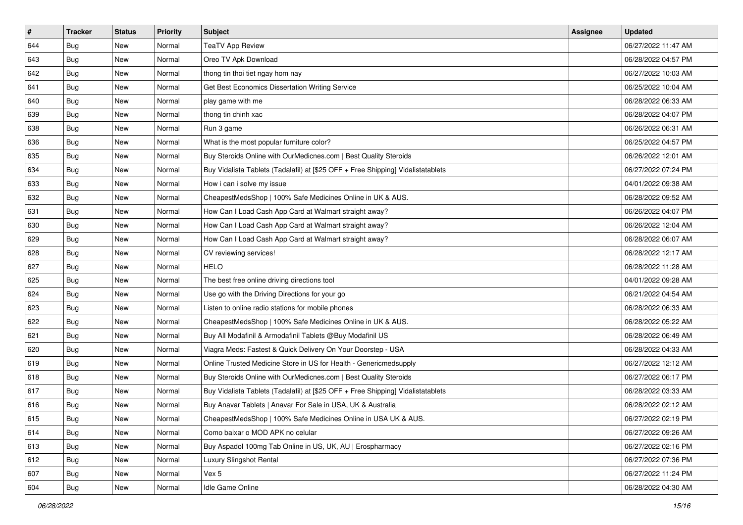| # | Tracker | Status | Priority | Subject | Assignee | Updated |
|---|---|---|---|---|---|---|
| 644 | Bug | New | Normal | TeaTV App Review | | 06/27/2022 11:47 AM |
| 643 | Bug | New | Normal | Oreo TV Apk Download | | 06/28/2022 04:57 PM |
| 642 | Bug | New | Normal | thong tin thoi tiet ngay hom nay | | 06/27/2022 10:03 AM |
| 641 | Bug | New | Normal | Get Best Economics Dissertation Writing Service | | 06/25/2022 10:04 AM |
| 640 | Bug | New | Normal | play game with me | | 06/28/2022 06:33 AM |
| 639 | Bug | New | Normal | thong tin chinh xac | | 06/28/2022 04:07 PM |
| 638 | Bug | New | Normal | Run 3 game | | 06/26/2022 06:31 AM |
| 636 | Bug | New | Normal | What is the most popular furniture color? | | 06/25/2022 04:57 PM |
| 635 | Bug | New | Normal | Buy Steroids Online with OurMedicnes.com \| Best Quality Steroids | | 06/26/2022 12:01 AM |
| 634 | Bug | New | Normal | Buy Vidalista Tablets (Tadalafil) at [$25 OFF + Free Shipping] Vidalistatablets | | 06/27/2022 07:24 PM |
| 633 | Bug | New | Normal | How i can i solve my issue | | 04/01/2022 09:38 AM |
| 632 | Bug | New | Normal | CheapestMedsShop \| 100% Safe Medicines Online in UK & AUS. | | 06/28/2022 09:52 AM |
| 631 | Bug | New | Normal | How Can I Load Cash App Card at Walmart straight away? | | 06/26/2022 04:07 PM |
| 630 | Bug | New | Normal | How Can I Load Cash App Card at Walmart straight away? | | 06/26/2022 12:04 AM |
| 629 | Bug | New | Normal | How Can I Load Cash App Card at Walmart straight away? | | 06/28/2022 06:07 AM |
| 628 | Bug | New | Normal | CV reviewing services! | | 06/28/2022 12:17 AM |
| 627 | Bug | New | Normal | HELO | | 06/28/2022 11:28 AM |
| 625 | Bug | New | Normal | The best free online driving directions tool | | 04/01/2022 09:28 AM |
| 624 | Bug | New | Normal | Use go with the Driving Directions for your go | | 06/21/2022 04:54 AM |
| 623 | Bug | New | Normal | Listen to online radio stations for mobile phones | | 06/28/2022 06:33 AM |
| 622 | Bug | New | Normal | CheapestMedsShop \| 100% Safe Medicines Online in UK & AUS. | | 06/28/2022 05:22 AM |
| 621 | Bug | New | Normal | Buy All Modafinil & Armodafinil Tablets @Buy Modafinil US | | 06/28/2022 06:49 AM |
| 620 | Bug | New | Normal | Viagra Meds: Fastest & Quick Delivery On Your Doorstep - USA | | 06/28/2022 04:33 AM |
| 619 | Bug | New | Normal | Online Trusted Medicine Store in US for Health - Genericmedsupply | | 06/27/2022 12:12 AM |
| 618 | Bug | New | Normal | Buy Steroids Online with OurMedicnes.com \| Best Quality Steroids | | 06/27/2022 06:17 PM |
| 617 | Bug | New | Normal | Buy Vidalista Tablets (Tadalafil) at [$25 OFF + Free Shipping] Vidalistatablets | | 06/28/2022 03:33 AM |
| 616 | Bug | New | Normal | Buy Anavar Tablets \| Anavar For Sale in USA, UK & Australia | | 06/28/2022 02:12 AM |
| 615 | Bug | New | Normal | CheapestMedsShop \| 100% Safe Medicines Online in USA UK & AUS. | | 06/27/2022 02:19 PM |
| 614 | Bug | New | Normal | Como baixar o MOD APK no celular | | 06/27/2022 09:26 AM |
| 613 | Bug | New | Normal | Buy Aspadol 100mg Tab Online in US, UK, AU \| Erospharmacy | | 06/27/2022 02:16 PM |
| 612 | Bug | New | Normal | Luxury Slingshot Rental | | 06/27/2022 07:36 PM |
| 607 | Bug | New | Normal | Vex 5 | | 06/27/2022 11:24 PM |
| 604 | Bug | New | Normal | Idle Game Online | | 06/28/2022 04:30 AM |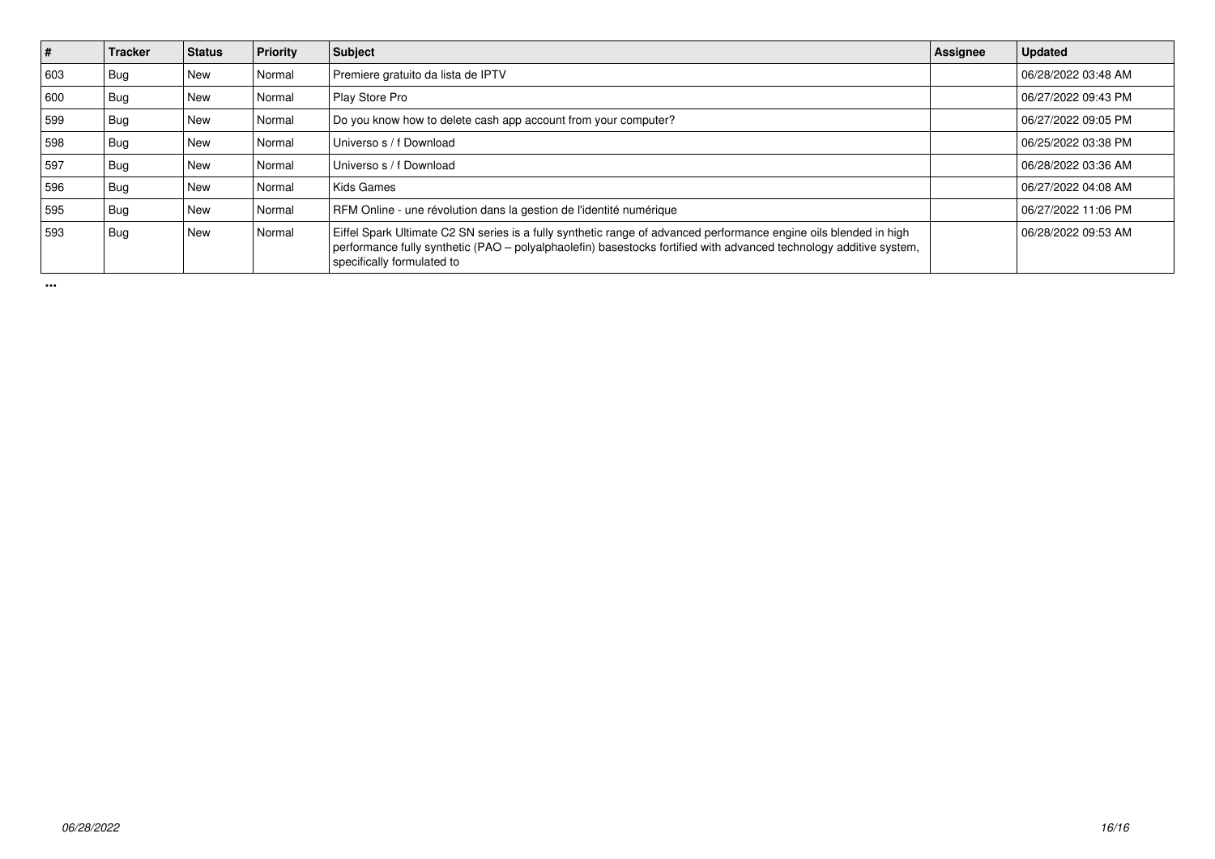| # | Tracker | Status | Priority | Subject | Assignee | Updated |
|---|---|---|---|---|---|---|
| 603 | Bug | New | Normal | Premiere gratuito da lista de IPTV | | 06/28/2022 03:48 AM |
| 600 | Bug | New | Normal | Play Store Pro | | 06/27/2022 09:43 PM |
| 599 | Bug | New | Normal | Do you know how to delete cash app account from your computer? | | 06/27/2022 09:05 PM |
| 598 | Bug | New | Normal | Universo s / f Download | | 06/25/2022 03:38 PM |
| 597 | Bug | New | Normal | Universo s / f Download | | 06/28/2022 03:36 AM |
| 596 | Bug | New | Normal | Kids Games | | 06/27/2022 04:08 AM |
| 595 | Bug | New | Normal | RFM Online - une révolution dans la gestion de l'identité numérique | | 06/27/2022 11:06 PM |
| 593 | Bug | New | Normal | Eiffel Spark Ultimate C2 SN series is a fully synthetic range of advanced performance engine oils blended in high performance fully synthetic (PAO – polyalphaolefin) basestocks fortified with advanced technology additive system, specifically formulated to | | 06/28/2022 09:53 AM |

...